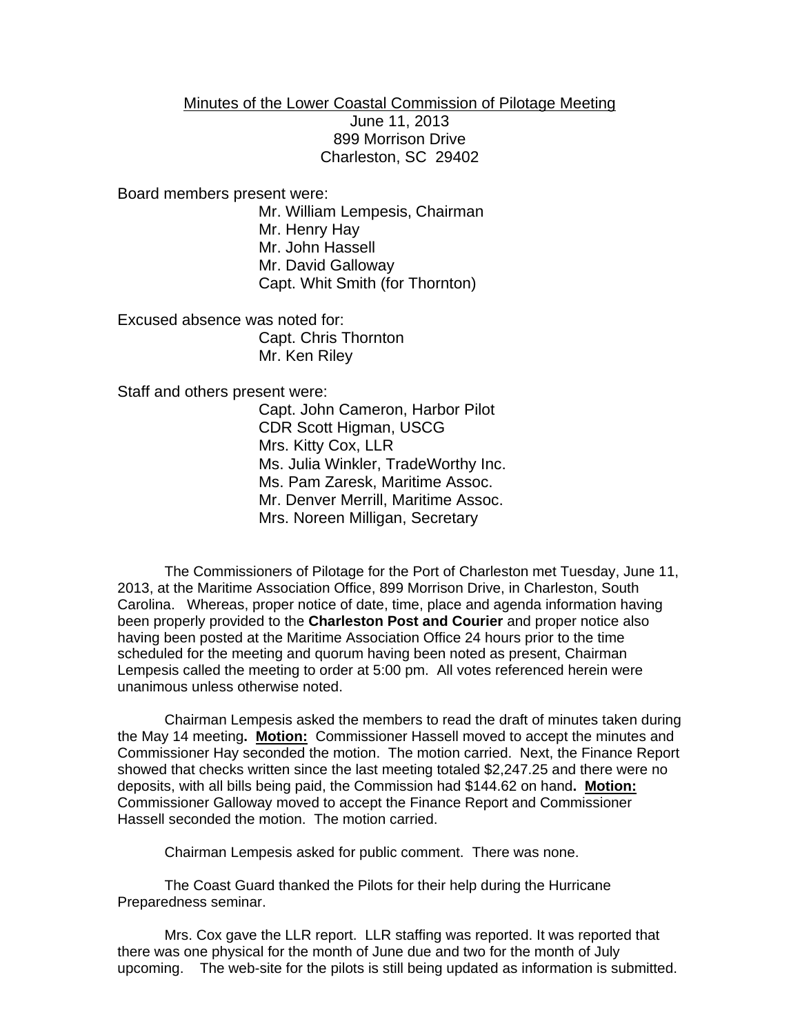Minutes of the Lower Coastal Commission of Pilotage Meeting

June 11, 2013
899 Morrison Drive
Charleston, SC 29402

Board members present were:

Mr. William Lempesis, Chairman
Mr. Henry Hay
Mr. John Hassell
Mr. David Galloway
Capt. Whit Smith (for Thornton)

Excused absence was noted for:

Capt. Chris Thornton
Mr. Ken Riley

Staff and others present were:

Capt. John Cameron, Harbor Pilot
CDR Scott Higman, USCG
Mrs. Kitty Cox, LLR
Ms. Julia Winkler, TradeWorthy Inc.
Ms. Pam Zaresk, Maritime Assoc.
Mr. Denver Merrill, Maritime Assoc.
Mrs. Noreen Milligan, Secretary

The Commissioners of Pilotage for the Port of Charleston met Tuesday, June 11, 2013, at the Maritime Association Office, 899 Morrison Drive, in Charleston, South Carolina. Whereas, proper notice of date, time, place and agenda information having been properly provided to the **Charleston Post and Courier** and proper notice also having been posted at the Maritime Association Office 24 hours prior to the time scheduled for the meeting and quorum having been noted as present, Chairman Lempesis called the meeting to order at 5:00 pm. All votes referenced herein were unanimous unless otherwise noted.

Chairman Lempesis asked the members to read the draft of minutes taken during the May 14 meeting**. <u>Motion:</u>** Commissioner Hassell moved to accept the minutes and Commissioner Hay seconded the motion. The motion carried. Next, the Finance Report showed that checks written since the last meeting totaled $2,247.25 and there were no deposits, with all bills being paid, the Commission had $144.62 on hand**. <u>Motion:</u>** Commissioner Galloway moved to accept the Finance Report and Commissioner Hassell seconded the motion. The motion carried.

Chairman Lempesis asked for public comment. There was none.

The Coast Guard thanked the Pilots for their help during the Hurricane Preparedness seminar.

Mrs. Cox gave the LLR report. LLR staffing was reported. It was reported that there was one physical for the month of June due and two for the month of July upcoming. The web-site for the pilots is still being updated as information is submitted.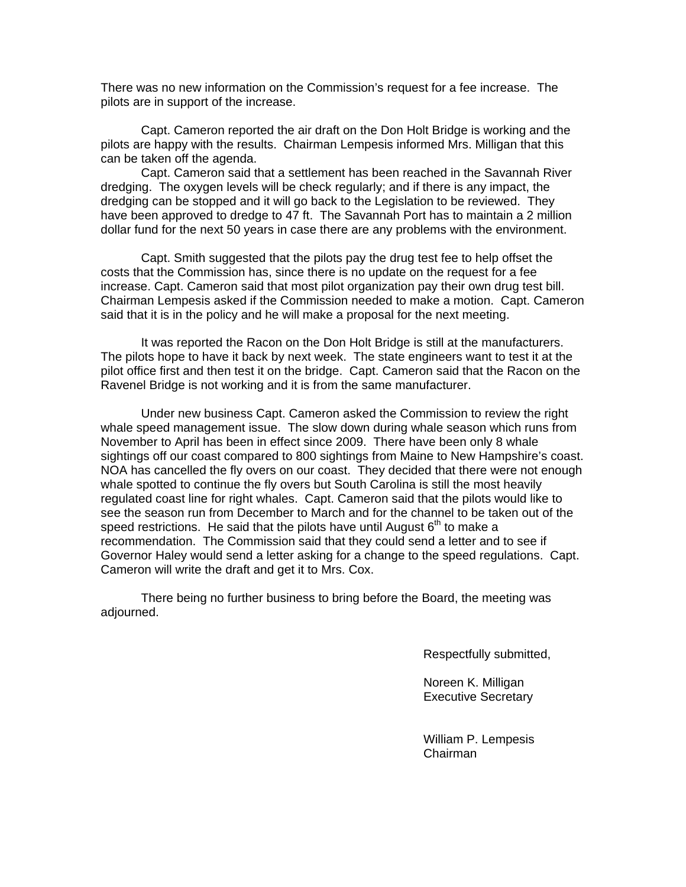There was no new information on the Commission's request for a fee increase. The pilots are in support of the increase.

Capt. Cameron reported the air draft on the Don Holt Bridge is working and the pilots are happy with the results. Chairman Lempesis informed Mrs. Milligan that this can be taken off the agenda.

Capt. Cameron said that a settlement has been reached in the Savannah River dredging. The oxygen levels will be check regularly; and if there is any impact, the dredging can be stopped and it will go back to the Legislation to be reviewed. They have been approved to dredge to 47 ft. The Savannah Port has to maintain a 2 million dollar fund for the next 50 years in case there are any problems with the environment.

Capt. Smith suggested that the pilots pay the drug test fee to help offset the costs that the Commission has, since there is no update on the request for a fee increase. Capt. Cameron said that most pilot organization pay their own drug test bill. Chairman Lempesis asked if the Commission needed to make a motion. Capt. Cameron said that it is in the policy and he will make a proposal for the next meeting.

It was reported the Racon on the Don Holt Bridge is still at the manufacturers. The pilots hope to have it back by next week. The state engineers want to test it at the pilot office first and then test it on the bridge. Capt. Cameron said that the Racon on the Ravenel Bridge is not working and it is from the same manufacturer.

Under new business Capt. Cameron asked the Commission to review the right whale speed management issue. The slow down during whale season which runs from November to April has been in effect since 2009. There have been only 8 whale sightings off our coast compared to 800 sightings from Maine to New Hampshire's coast. NOA has cancelled the fly overs on our coast. They decided that there were not enough whale spotted to continue the fly overs but South Carolina is still the most heavily regulated coast line for right whales. Capt. Cameron said that the pilots would like to see the season run from December to March and for the channel to be taken out of the speed restrictions. He said that the pilots have until August 6th to make a recommendation. The Commission said that they could send a letter and to see if Governor Haley would send a letter asking for a change to the speed regulations. Capt. Cameron will write the draft and get it to Mrs. Cox.

There being no further business to bring before the Board, the meeting was adjourned.

Respectfully submitted,

Noreen K. Milligan
Executive Secretary

William P. Lempesis
Chairman